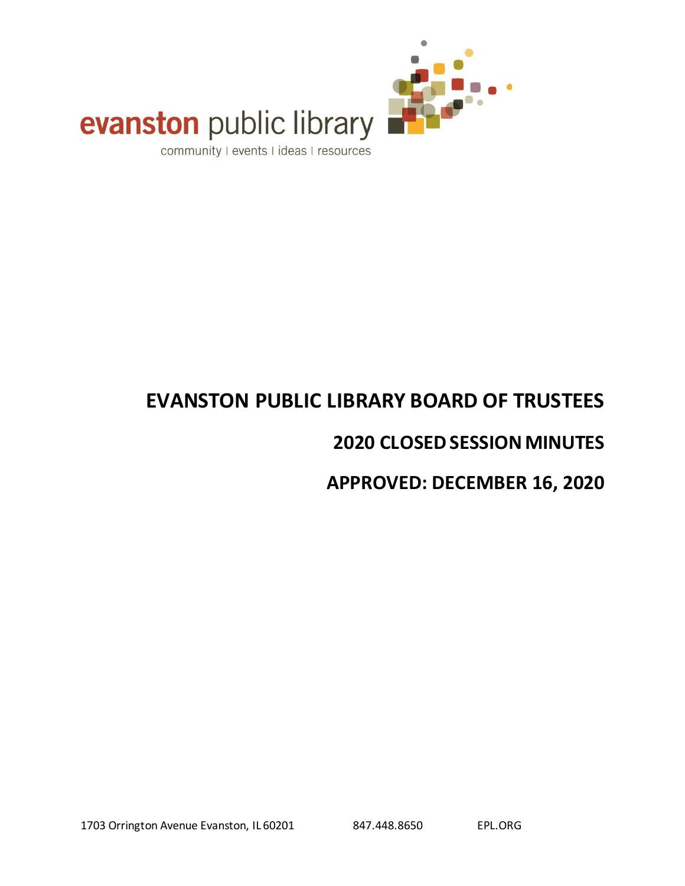evanston public library

community | events | ideas | resources

# EVANSTON PUBLIC LIBRARY BOARD OF TRUSTEES

## 2020 CLOSED SESSION MINUTES

## APPROVED: DECEMBER 16, 2020

1703 Orrington Avenue Evanston, IL 60201 847.448.8650 EPL.ORG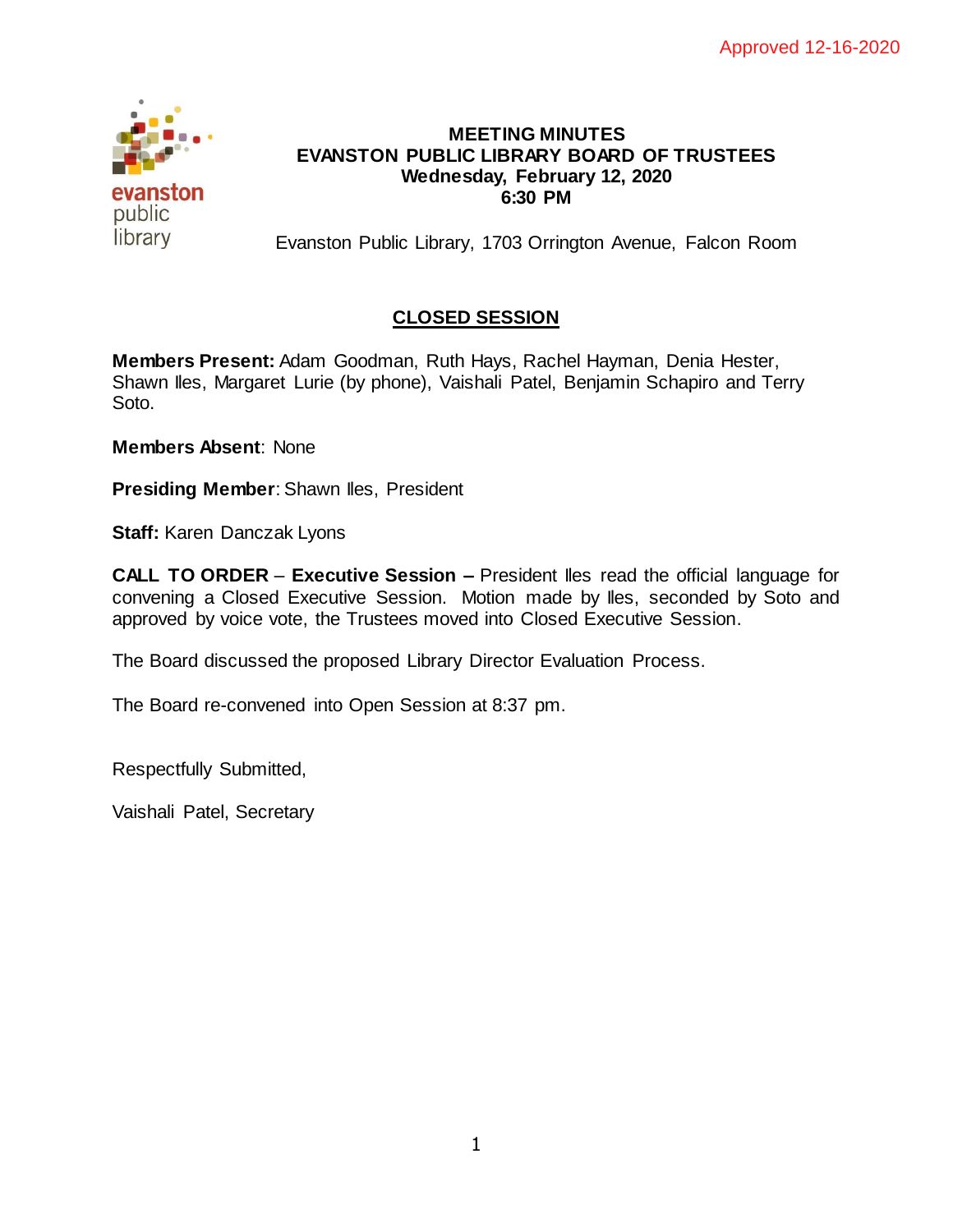Approved 12-16-2020

# MEETING MINUTES
# EVANSTON PUBLIC LIBRARY BOARD OF TRUSTEES
**Wednesday, February 12, 2020**
**6:30 PM**

Evanston Public Library, 1703 Orrington Avenue, Falcon Room

## CLOSED SESSION

**Members Present:** Adam Goodman, Ruth Hays, Rachel Hayman, Denia Hester, Shawn Iles, Margaret Lurie (by phone), Vaishali Patel, Benjamin Schapiro and Terry Soto.

**Members Absent**: None

**Presiding Member**: Shawn Iles, President

**Staff:** Karen Danczak Lyons

**CALL TO ORDER** – **Executive Session –** President Iles read the official language for convening a Closed Executive Session. Motion made by Iles, seconded by Soto and approved by voice vote, the Trustees moved into Closed Executive Session.

The Board discussed the proposed Library Director Evaluation Process.

The Board re-convened into Open Session at 8:37 pm.

Respectfully Submitted,

Vaishali Patel, Secretary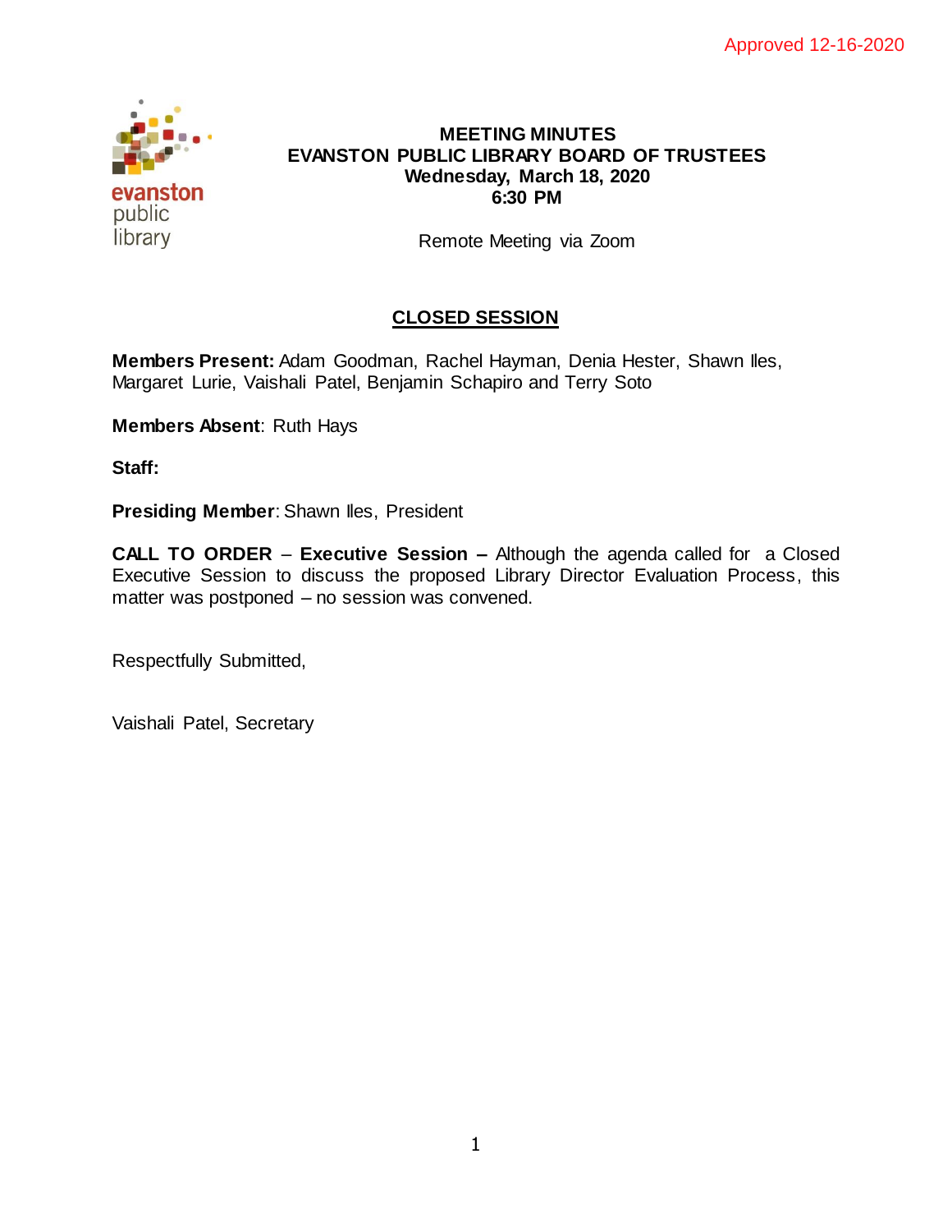Approved 12-16-2020

evanston public library

**MEETING MINUTES**
**EVANSTON PUBLIC LIBRARY BOARD OF TRUSTEES**
**Wednesday, March 18, 2020**
**6:30 PM**

Remote Meeting via Zoom

## CLOSED SESSION

**Members Present:** Adam Goodman, Rachel Hayman, Denia Hester, Shawn Iles, Margaret Lurie, Vaishali Patel, Benjamin Schapiro and Terry Soto

**Members Absent**: Ruth Hays

**Staff:**

**Presiding Member**: Shawn Iles, President

**CALL TO ORDER** – **Executive Session –** Although the agenda called for a Closed Executive Session to discuss the proposed Library Director Evaluation Process, this matter was postponed – no session was convened.

Respectfully Submitted,

Vaishali Patel, Secretary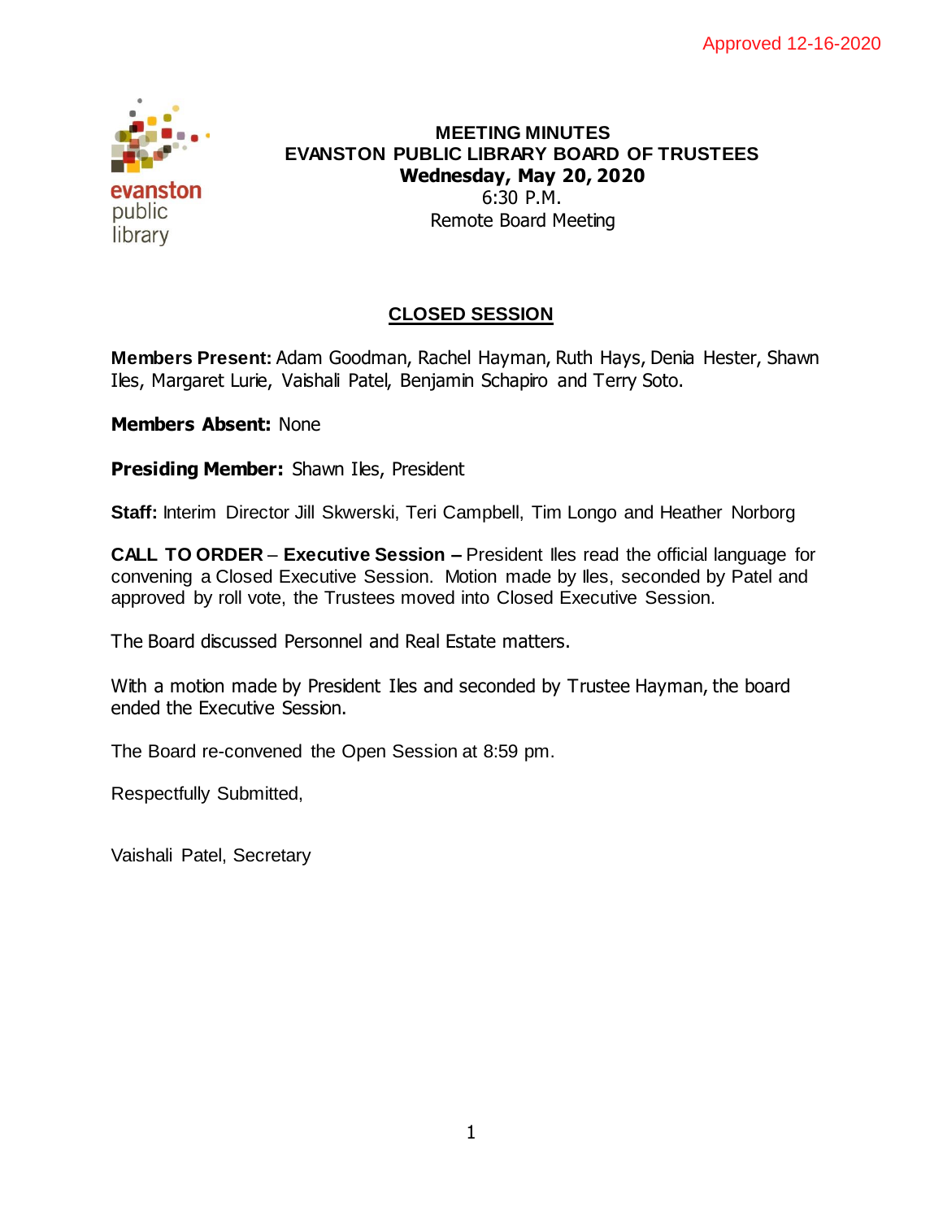Approved 12-16-2020

**MEETING MINUTES**
**EVANSTON PUBLIC LIBRARY BOARD OF TRUSTEES**
**Wednesday, May 20, 2020**
6:30 P.M.
Remote Board Meeting

## CLOSED SESSION

**Members Present:** Adam Goodman, Rachel Hayman, Ruth Hays, Denia Hester, Shawn Iles, Margaret Lurie, Vaishali Patel, Benjamin Schapiro and Terry Soto.

**Members Absent:** None

**Presiding Member:** Shawn Iles, President

**Staff:** Interim Director Jill Skwerski, Teri Campbell, Tim Longo and Heather Norborg

**CALL TO ORDER** – **Executive Session –** President Iles read the official language for convening a Closed Executive Session. Motion made by Iles, seconded by Patel and approved by roll vote, the Trustees moved into Closed Executive Session.

The Board discussed Personnel and Real Estate matters.

With a motion made by President Iles and seconded by Trustee Hayman, the board ended the Executive Session.

The Board re-convened the Open Session at 8:59 pm.

Respectfully Submitted,

Vaishali Patel, Secretary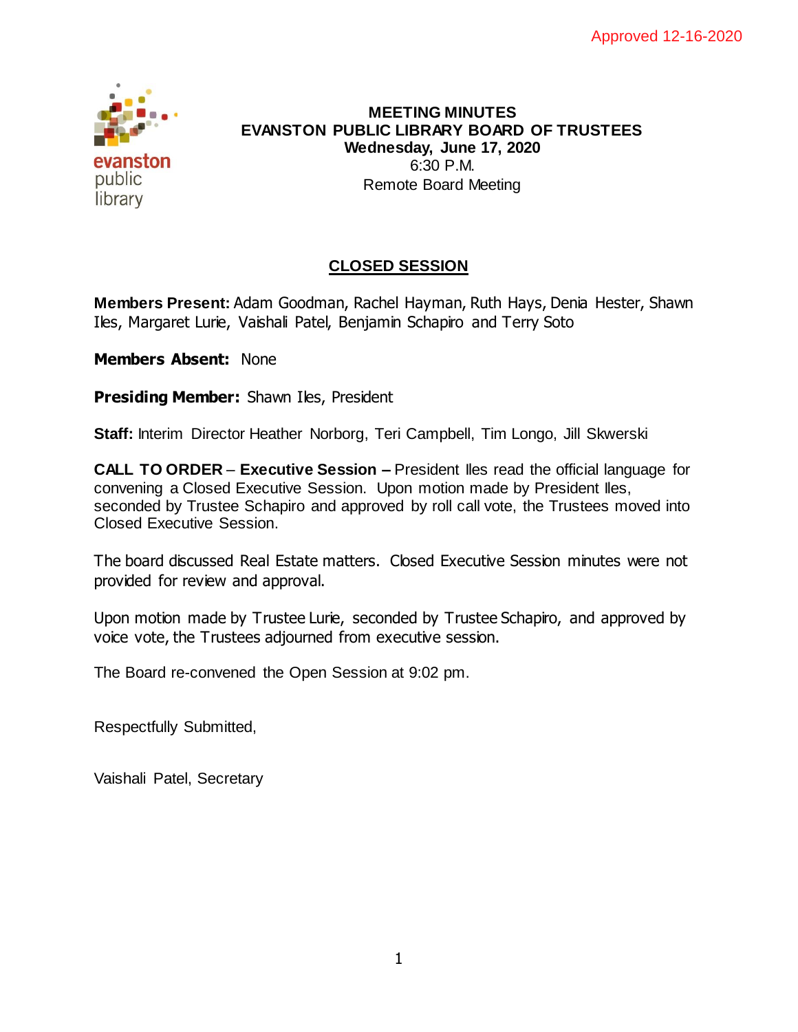Approved 12-16-2020

**MEETING MINUTES**
**EVANSTON PUBLIC LIBRARY BOARD OF TRUSTEES**
**Wednesday, June 17, 2020**
6:30 P.M.
Remote Board Meeting

## CLOSED SESSION

**Members Present:** Adam Goodman, Rachel Hayman, Ruth Hays, Denia Hester, Shawn Iles, Margaret Lurie, Vaishali Patel, Benjamin Schapiro and Terry Soto

**Members Absent:** None

**Presiding Member:** Shawn Iles, President

**Staff:** Interim Director Heather Norborg, Teri Campbell, Tim Longo, Jill Skwerski

**CALL TO ORDER** – **Executive Session –** President Iles read the official language for convening a Closed Executive Session. Upon motion made by President Iles, seconded by Trustee Schapiro and approved by roll call vote, the Trustees moved into Closed Executive Session.

The board discussed Real Estate matters. Closed Executive Session minutes were not provided for review and approval.

Upon motion made by Trustee Lurie, seconded by Trustee Schapiro, and approved by voice vote, the Trustees adjourned from executive session.

The Board re-convened the Open Session at 9:02 pm.

Respectfully Submitted,

Vaishali Patel, Secretary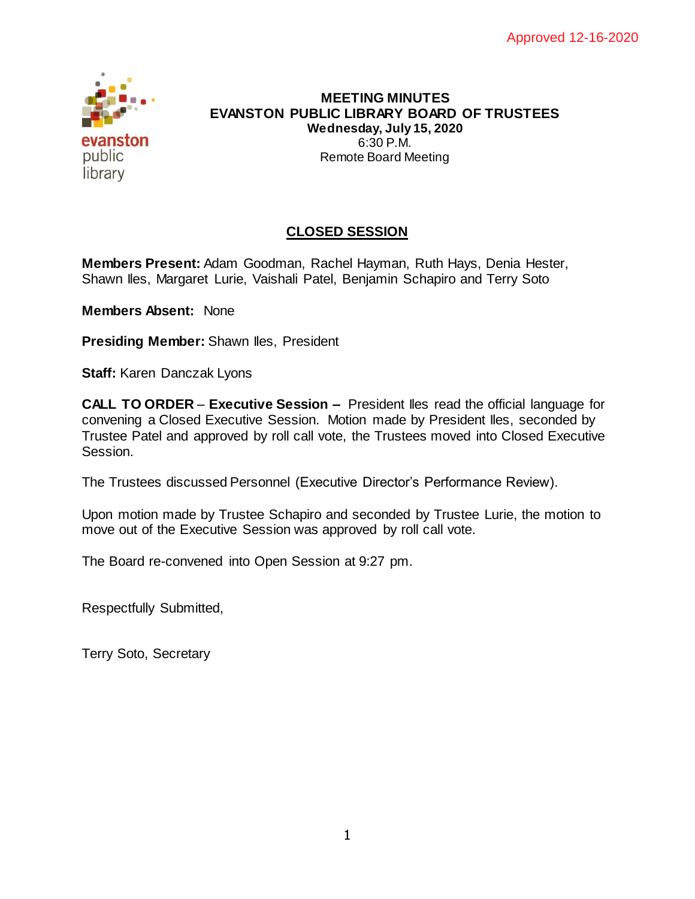Approved 12-16-2020

# MEETING MINUTES
# EVANSTON PUBLIC LIBRARY BOARD OF TRUSTEES

**Wednesday, July 15, 2020**
6:30 P.M.
Remote Board Meeting

## CLOSED SESSION

**Members Present:** Adam Goodman, Rachel Hayman, Ruth Hays, Denia Hester, Shawn Iles, Margaret Lurie, Vaishali Patel, Benjamin Schapiro and Terry Soto

**Members Absent:** None

**Presiding Member:** Shawn Iles, President

**Staff:** Karen Danczak Lyons

**CALL TO ORDER** – **Executive Session –** President Iles read the official language for convening a Closed Executive Session. Motion made by President Iles, seconded by Trustee Patel and approved by roll call vote, the Trustees moved into Closed Executive Session.

The Trustees discussed Personnel (Executive Director's Performance Review).

Upon motion made by Trustee Schapiro and seconded by Trustee Lurie, the motion to move out of the Executive Session was approved by roll call vote.

The Board re-convened into Open Session at 9:27 pm.

Respectfully Submitted,

Terry Soto, Secretary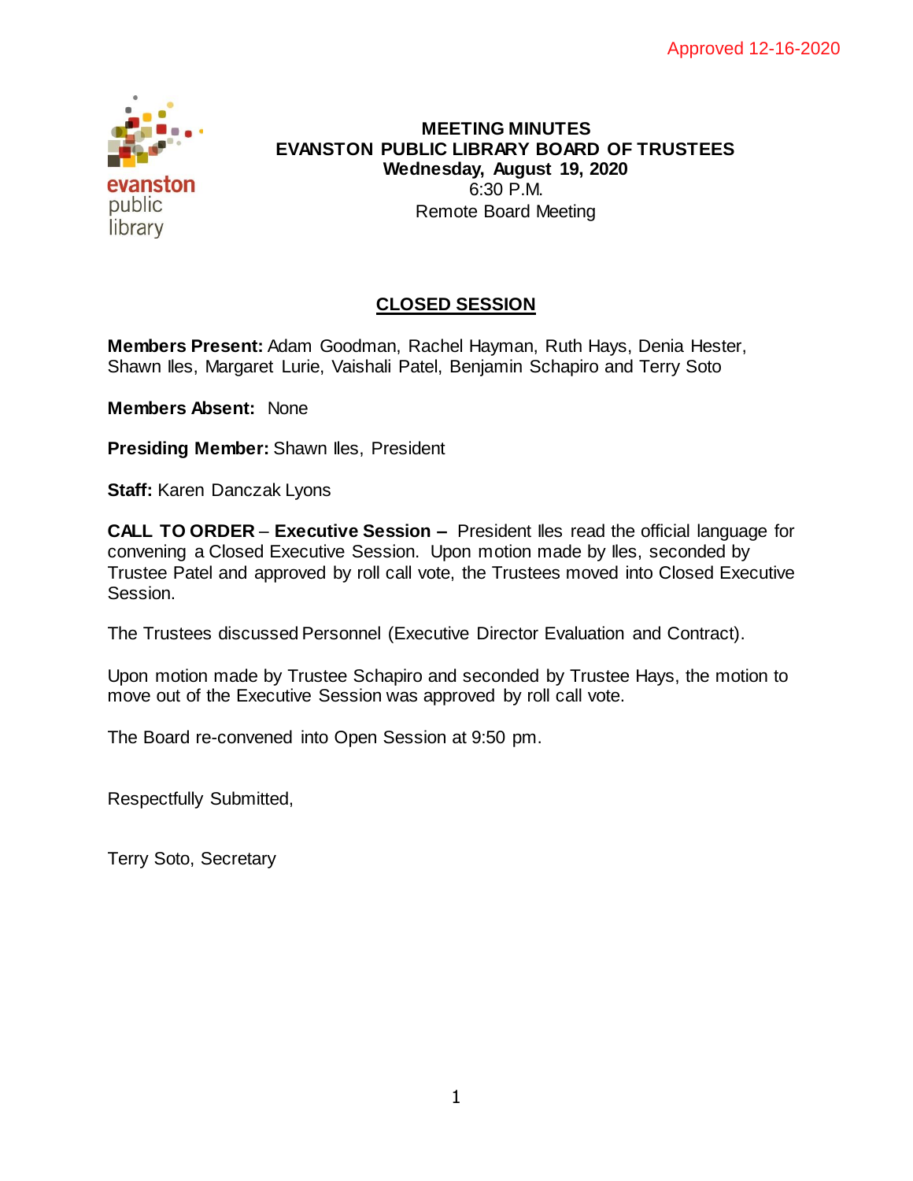Approved 12-16-2020

evanston public library

# MEETING MINUTES
## EVANSTON PUBLIC LIBRARY BOARD OF TRUSTEES
**Wednesday, August 19, 2020**
6:30 P.M.
Remote Board Meeting

## CLOSED SESSION

**Members Present:** Adam Goodman, Rachel Hayman, Ruth Hays, Denia Hester, Shawn Iles, Margaret Lurie, Vaishali Patel, Benjamin Schapiro and Terry Soto

**Members Absent:** None

**Presiding Member:** Shawn Iles, President

**Staff:** Karen Danczak Lyons

**CALL TO ORDER** – **Executive Session –** President Iles read the official language for convening a Closed Executive Session. Upon motion made by Iles, seconded by Trustee Patel and approved by roll call vote, the Trustees moved into Closed Executive Session.

The Trustees discussed Personnel (Executive Director Evaluation and Contract).

Upon motion made by Trustee Schapiro and seconded by Trustee Hays, the motion to move out of the Executive Session was approved by roll call vote.

The Board re-convened into Open Session at 9:50 pm.

Respectfully Submitted,

Terry Soto, Secretary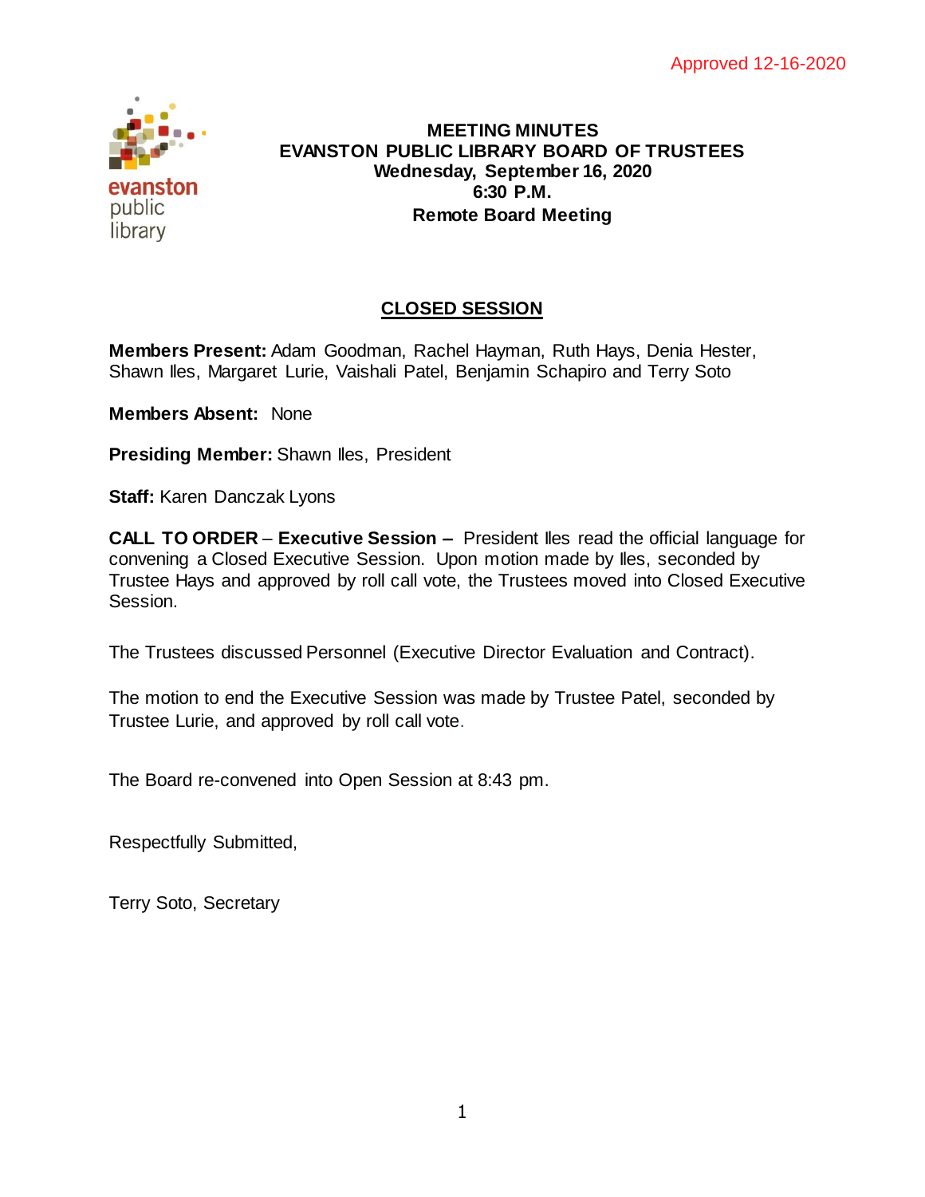Approved 12-16-2020

**MEETING MINUTES**
**EVANSTON PUBLIC LIBRARY BOARD OF TRUSTEES**
**Wednesday, September 16, 2020**
**6:30 P.M.**
**Remote Board Meeting**

## CLOSED SESSION

**Members Present:** Adam Goodman, Rachel Hayman, Ruth Hays, Denia Hester, Shawn Iles, Margaret Lurie, Vaishali Patel, Benjamin Schapiro and Terry Soto

**Members Absent:** None

**Presiding Member:** Shawn Iles, President

**Staff:** Karen Danczak Lyons

**CALL TO ORDER** – **Executive Session –** President Iles read the official language for convening a Closed Executive Session. Upon motion made by Iles, seconded by Trustee Hays and approved by roll call vote, the Trustees moved into Closed Executive Session.

The Trustees discussed Personnel (Executive Director Evaluation and Contract).

The motion to end the Executive Session was made by Trustee Patel, seconded by Trustee Lurie, and approved by roll call vote.

The Board re-convened into Open Session at 8:43 pm.

Respectfully Submitted,

Terry Soto, Secretary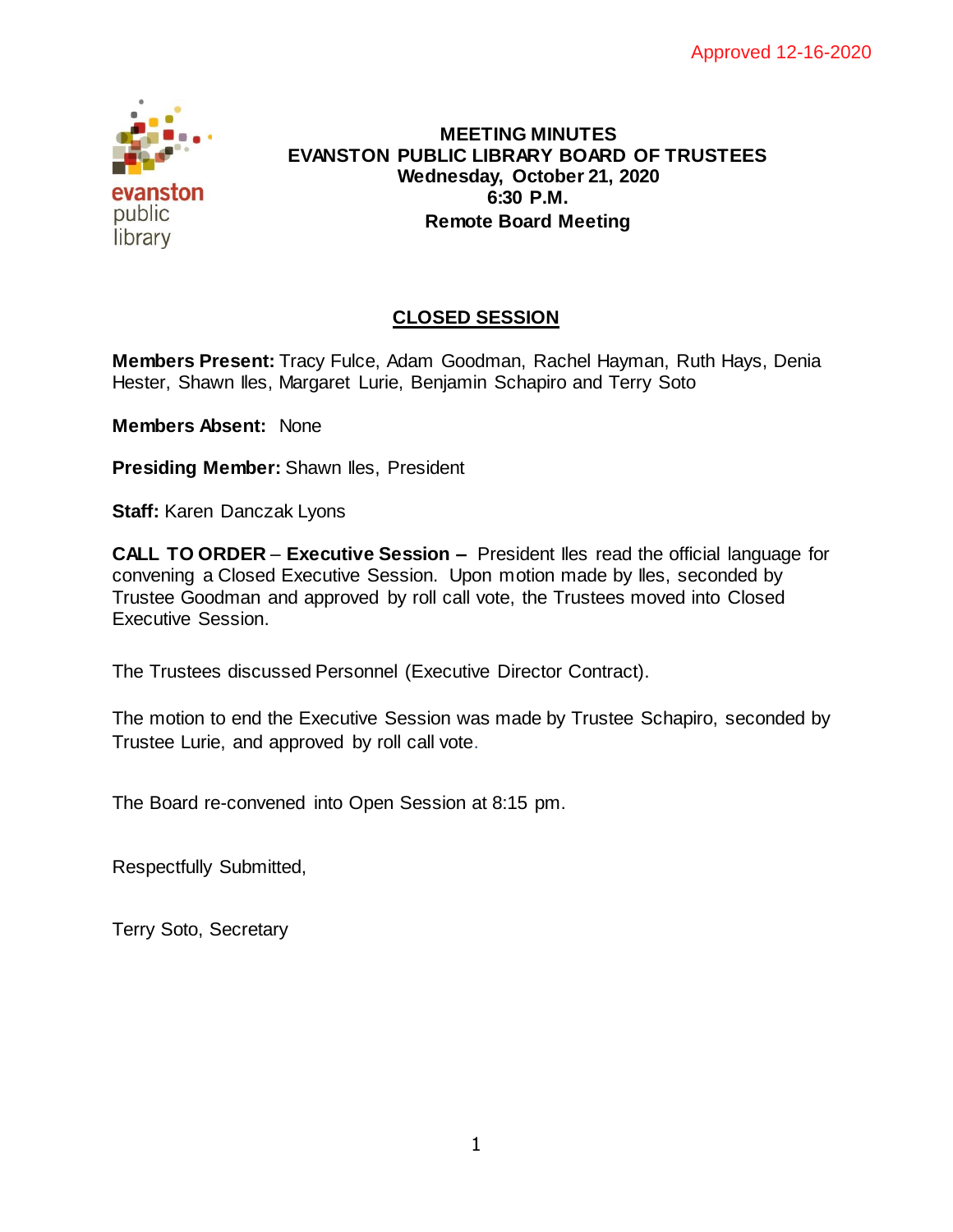Approved 12-16-2020

evanston public library

**MEETING MINUTES**
**EVANSTON PUBLIC LIBRARY BOARD OF TRUSTEES**
**Wednesday, October 21, 2020**
**6:30 P.M.**
**Remote Board Meeting**

## CLOSED SESSION

**Members Present:** Tracy Fulce, Adam Goodman, Rachel Hayman, Ruth Hays, Denia Hester, Shawn Iles, Margaret Lurie, Benjamin Schapiro and Terry Soto

**Members Absent:** None

**Presiding Member:** Shawn Iles, President

**Staff:** Karen Danczak Lyons

**CALL TO ORDER** – **Executive Session –** President Iles read the official language for convening a Closed Executive Session. Upon motion made by Iles, seconded by Trustee Goodman and approved by roll call vote, the Trustees moved into Closed Executive Session.

The Trustees discussed Personnel (Executive Director Contract).

The motion to end the Executive Session was made by Trustee Schapiro, seconded by Trustee Lurie, and approved by roll call vote.

The Board re-convened into Open Session at 8:15 pm.

Respectfully Submitted,

Terry Soto, Secretary